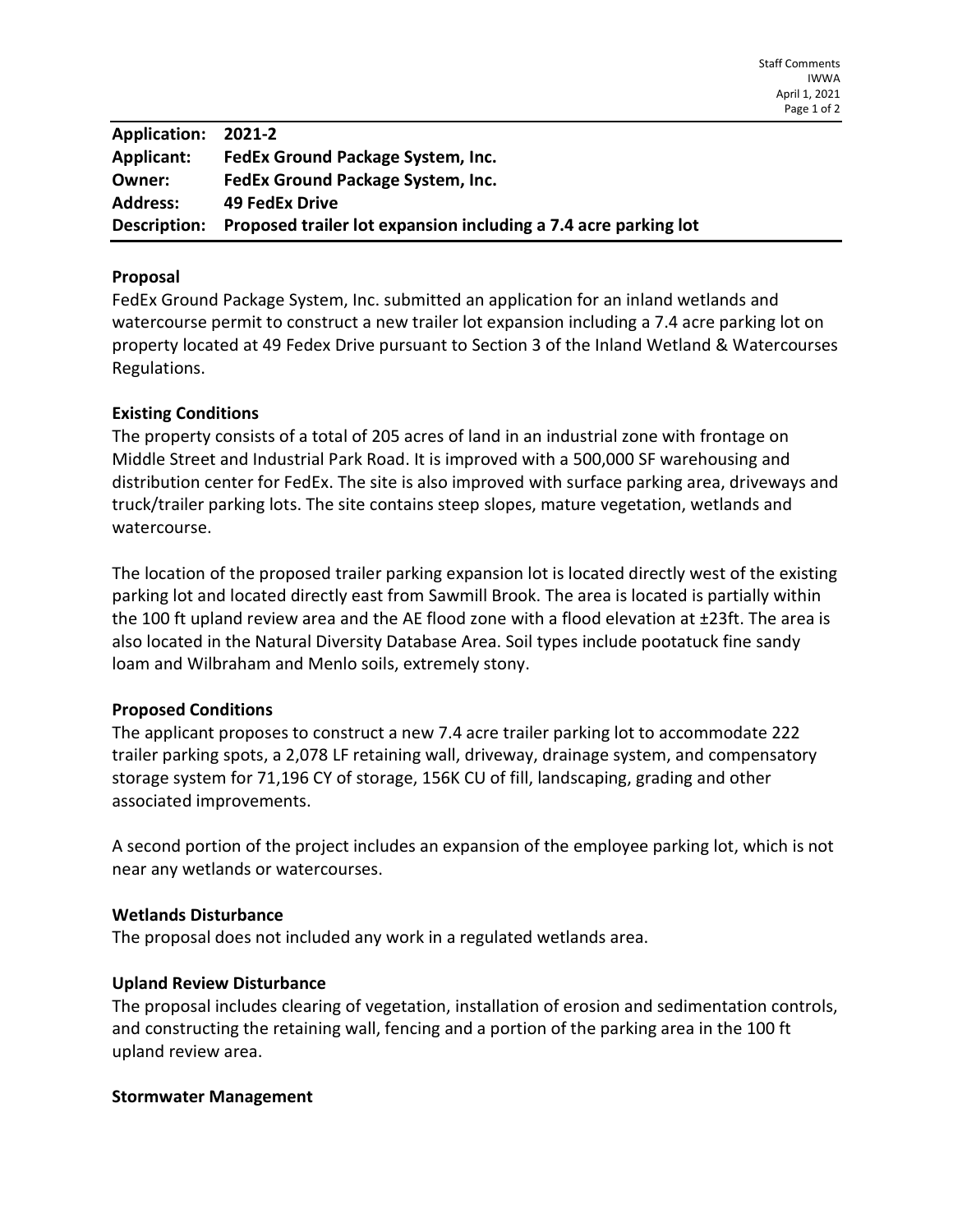| Application: | 2021-2 |
|---|---|
| Applicant: | FedEx Ground Package System, Inc. |
| Owner: | FedEx Ground Package System, Inc. |
| Address: | 49 FedEx Drive |
| Description: | Proposed trailer lot expansion including a 7.4 acre parking lot |

## Proposal

FedEx Ground Package System, Inc. submitted an application for an inland wetlands and watercourse permit to construct a new trailer lot expansion including a 7.4 acre parking lot on property located at 49 Fedex Drive pursuant to Section 3 of the Inland Wetland & Watercourses Regulations.

## Existing Conditions

The property consists of a total of 205 acres of land in an industrial zone with frontage on Middle Street and Industrial Park Road. It is improved with a 500,000 SF warehousing and distribution center for FedEx. The site is also improved with surface parking area, driveways and truck/trailer parking lots. The site contains steep slopes, mature vegetation, wetlands and watercourse.

The location of the proposed trailer parking expansion lot is located directly west of the existing parking lot and located directly east from Sawmill Brook. The area is located is partially within the 100 ft upland review area and the AE flood zone with a flood elevation at ±23ft. The area is also located in the Natural Diversity Database Area. Soil types include pootatuck fine sandy loam and Wilbraham and Menlo soils, extremely stony.

## Proposed Conditions

The applicant proposes to construct a new 7.4 acre trailer parking lot to accommodate 222 trailer parking spots, a 2,078 LF retaining wall, driveway, drainage system, and compensatory storage system for 71,196 CY of storage, 156K CU of fill, landscaping, grading and other associated improvements.

A second portion of the project includes an expansion of the employee parking lot, which is not near any wetlands or watercourses.

## Wetlands Disturbance

The proposal does not included any work in a regulated wetlands area.

## Upland Review Disturbance

The proposal includes clearing of vegetation, installation of erosion and sedimentation controls, and constructing the retaining wall, fencing and a portion of the parking area in the 100 ft upland review area.

## Stormwater Management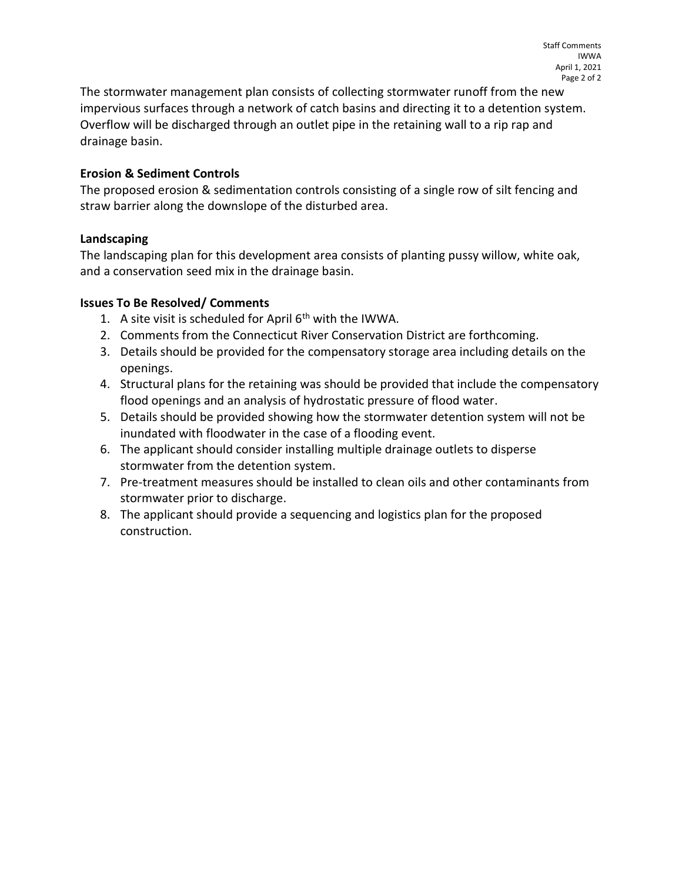The stormwater management plan consists of collecting stormwater runoff from the new impervious surfaces through a network of catch basins and directing it to a detention system. Overflow will be discharged through an outlet pipe in the retaining wall to a rip rap and drainage basin.

**Erosion & Sediment Controls**

The proposed erosion & sedimentation controls consisting of a single row of silt fencing and straw barrier along the downslope of the disturbed area.

**Landscaping**

The landscaping plan for this development area consists of planting pussy willow, white oak, and a conservation seed mix in the drainage basin.

**Issues To Be Resolved/ Comments**

1. A site visit is scheduled for April 6th with the IWWA.
2. Comments from the Connecticut River Conservation District are forthcoming.
3. Details should be provided for the compensatory storage area including details on the openings.
4. Structural plans for the retaining was should be provided that include the compensatory flood openings and an analysis of hydrostatic pressure of flood water.
5. Details should be provided showing how the stormwater detention system will not be inundated with floodwater in the case of a flooding event.
6. The applicant should consider installing multiple drainage outlets to disperse stormwater from the detention system.
7. Pre-treatment measures should be installed to clean oils and other contaminants from stormwater prior to discharge.
8. The applicant should provide a sequencing and logistics plan for the proposed construction.